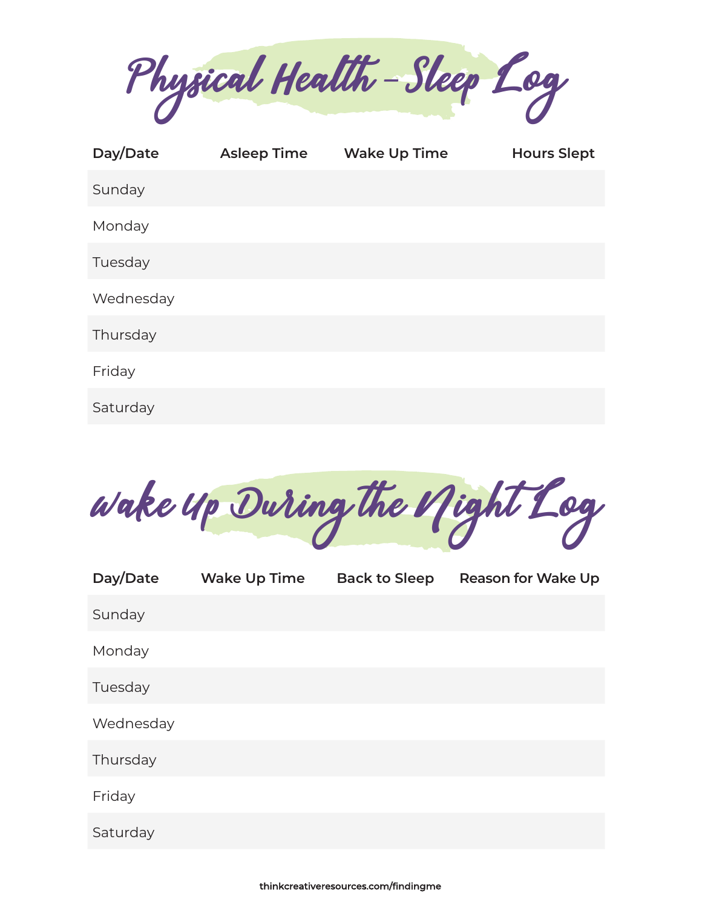# Physical Health – Sleep Log

| Day/Date | Asleep Time | Wake Up Time | Hours Slept |
| --- | --- | --- | --- |
| Sunday | | | |
| Monday | | | |
| Tuesday | | | |
| Wednesday | | | |
| Thursday | | | |
| Friday | | | |
| Saturday | | | |

# Wake Up During the Night Log

| Day/Date | Wake Up Time | Back to Sleep | Reason for Wake Up |
| --- | --- | --- | --- |
| Sunday | | | |
| Monday | | | |
| Tuesday | | | |
| Wednesday | | | |
| Thursday | | | |
| Friday | | | |
| Saturday | | | |

thinkcreativeresources.com/findingme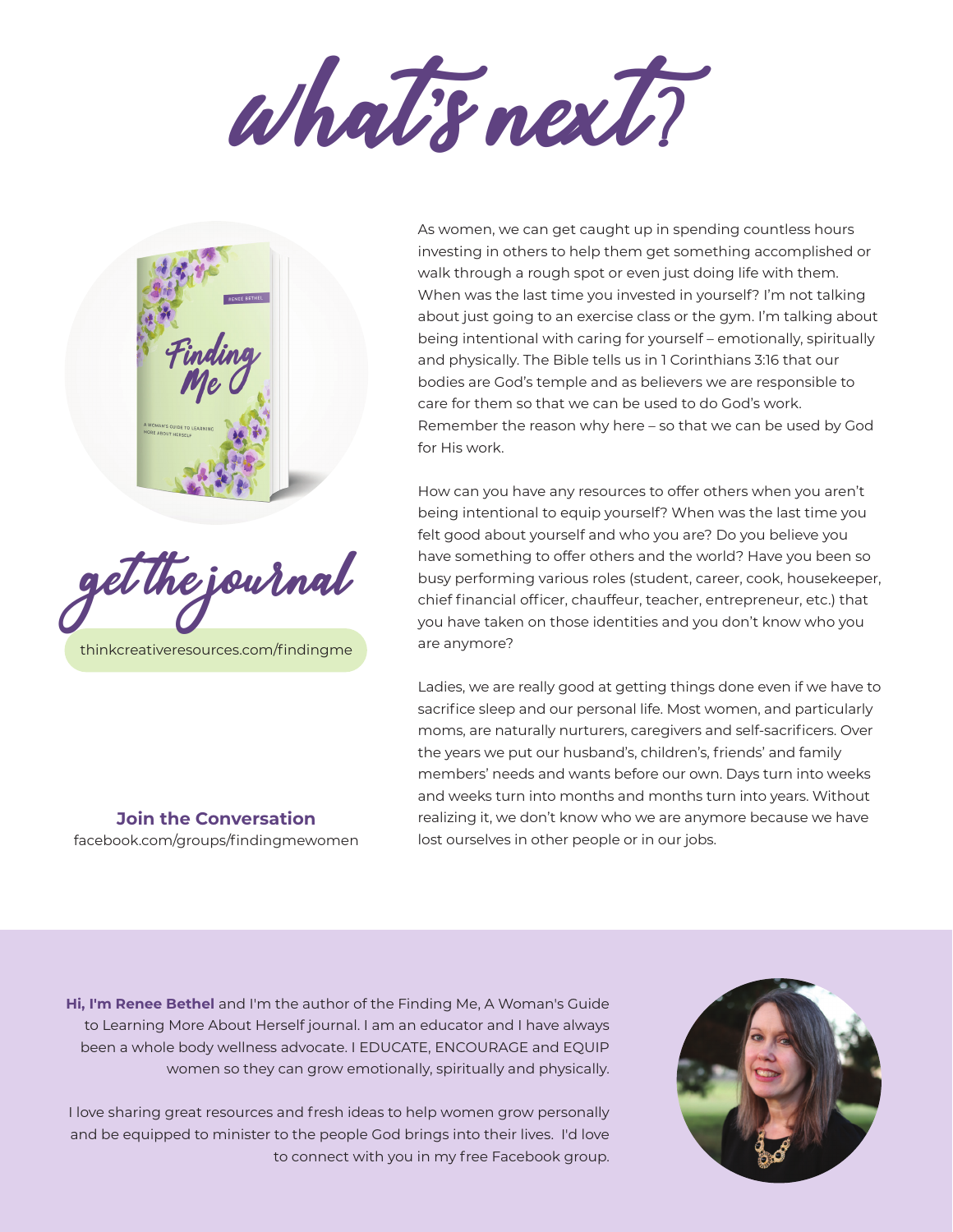# what's next?

## get the journal

thinkcreativeresources.com/findingme

As women, we can get caught up in spending countless hours investing in others to help them get something accomplished or walk through a rough spot or even just doing life with them. When was the last time you invested in yourself? I'm not talking about just going to an exercise class or the gym. I'm talking about being intentional with caring for yourself – emotionally, spiritually and physically. The Bible tells us in 1 Corinthians 3:16 that our bodies are God's temple and as believers we are responsible to care for them so that we can be used to do God's work. Remember the reason why here – so that we can be used by God for His work.

How can you have any resources to offer others when you aren't being intentional to equip yourself? When was the last time you felt good about yourself and who you are? Do you believe you have something to offer others and the world? Have you been so busy performing various roles (student, career, cook, housekeeper, chief financial officer, chauffeur, teacher, entrepreneur, etc.) that you have taken on those identities and you don't know who you are anymore?

Ladies, we are really good at getting things done even if we have to sacrifice sleep and our personal life. Most women, and particularly moms, are naturally nurturers, caregivers and self-sacrificers. Over the years we put our husband's, children's, friends' and family members' needs and wants before our own. Days turn into weeks and weeks turn into months and months turn into years. Without realizing it, we don't know who we are anymore because we have lost ourselves in other people or in our jobs.

**Join the Conversation**
facebook.com/groups/findingmewomen

**Hi, I'm Renee Bethel** and I'm the author of the Finding Me, A Woman's Guide to Learning More About Herself journal. I am an educator and I have always been a whole body wellness advocate. I EDUCATE, ENCOURAGE and EQUIP women so they can grow emotionally, spiritually and physically.

I love sharing great resources and fresh ideas to help women grow personally and be equipped to minister to the people God brings into their lives. I'd love to connect with you in my free Facebook group.